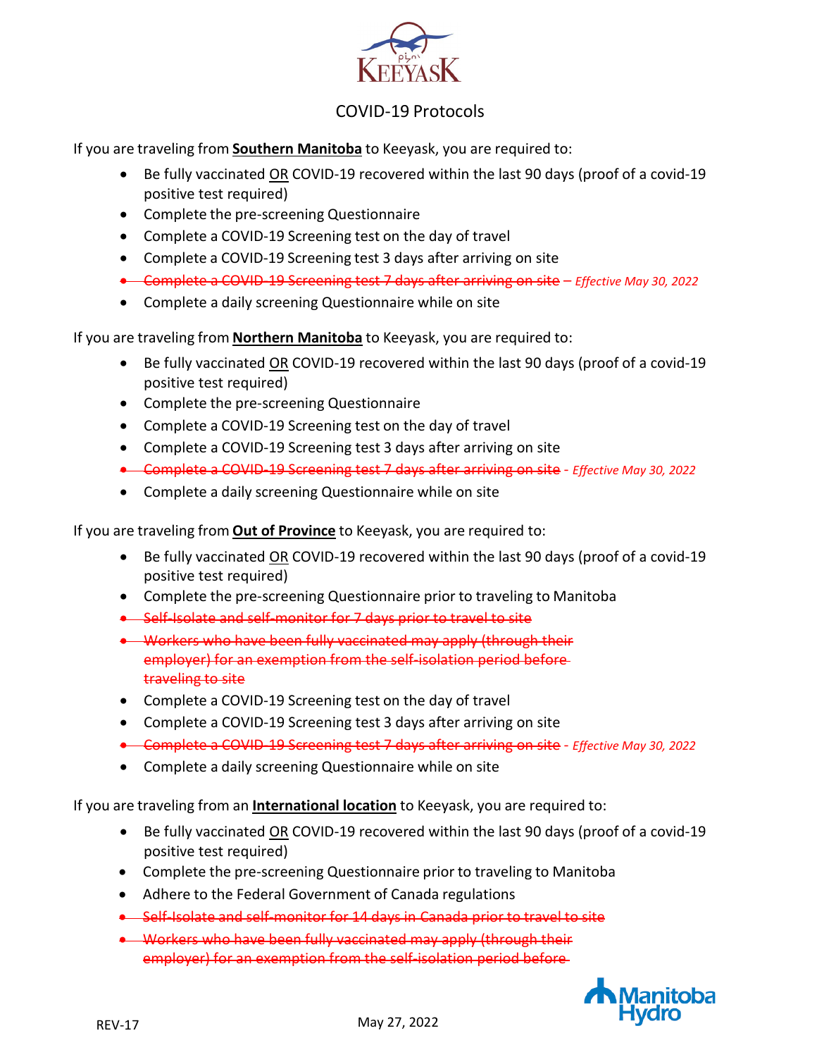KEEYASK

# COVID-19 Protocols

If you are traveling from **Southern Manitoba** to Keeyask, you are required to:

- Be fully vaccinated OR COVID-19 recovered within the last 90 days (proof of a covid-19 positive test required)
- Complete the pre-screening Questionnaire
- Complete a COVID-19 Screening test on the day of travel
- Complete a COVID-19 Screening test 3 days after arriving on site
- ~~Complete a COVID-19 Screening test 7 days after arriving on site~~ – *Effective May 30, 2022*
- Complete a daily screening Questionnaire while on site

If you are traveling from **Northern Manitoba** to Keeyask, you are required to:

- Be fully vaccinated OR COVID-19 recovered within the last 90 days (proof of a covid-19 positive test required)
- Complete the pre-screening Questionnaire
- Complete a COVID-19 Screening test on the day of travel
- Complete a COVID-19 Screening test 3 days after arriving on site
- ~~Complete a COVID-19 Screening test 7 days after arriving on site~~ - *Effective May 30, 2022*
- Complete a daily screening Questionnaire while on site

If you are traveling from **Out of Province** to Keeyask, you are required to:

- Be fully vaccinated OR COVID-19 recovered within the last 90 days (proof of a covid-19 positive test required)
- Complete the pre-screening Questionnaire prior to traveling to Manitoba
- ~~Self-Isolate and self-monitor for 7 days prior to travel to site~~
- ~~Workers who have been fully vaccinated may apply (through their employer) for an exemption from the self-isolation period before traveling to site~~
- Complete a COVID-19 Screening test on the day of travel
- Complete a COVID-19 Screening test 3 days after arriving on site
- ~~Complete a COVID-19 Screening test 7 days after arriving on site~~ - *Effective May 30, 2022*
- Complete a daily screening Questionnaire while on site

If you are traveling from an **International location** to Keeyask, you are required to:

- Be fully vaccinated OR COVID-19 recovered within the last 90 days (proof of a covid-19 positive test required)
- Complete the pre-screening Questionnaire prior to traveling to Manitoba
- Adhere to the Federal Government of Canada regulations
- ~~Self-Isolate and self-monitor for 14 days in Canada prior to travel to site~~
- ~~Workers who have been fully vaccinated may apply (through their employer) for an exemption from the self-isolation period before~~

REV-17 May 27, 2022

Manitoba Hydro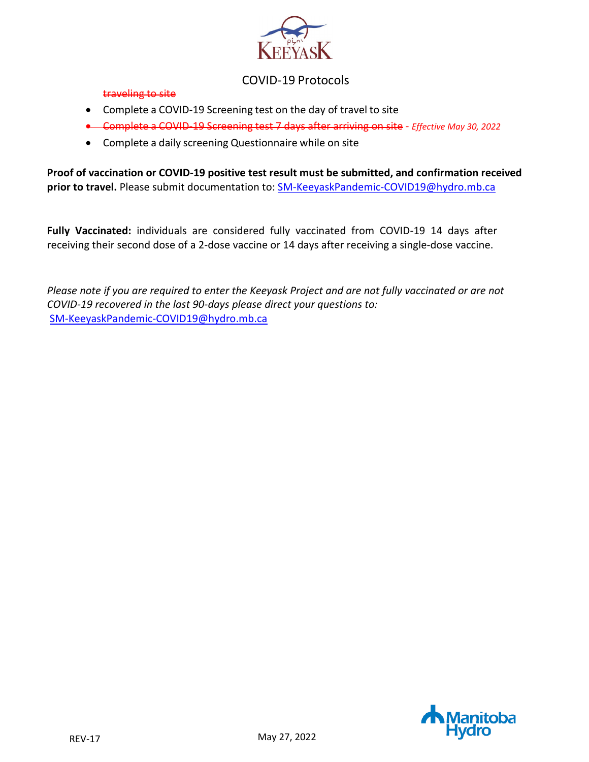traveling to site

- Complete a COVID-19 Screening test on the day of travel to site
- ~~Complete a COVID-19 Screening test 7 days after arriving on site~~ - *Effective May 30, 2022*
- Complete a daily screening Questionnaire while on site

**Proof of vaccination or COVID-19 positive test result must be submitted, and confirmation received prior to travel.** Please submit documentation to: SM-KeeyaskPandemic-COVID19@hydro.mb.ca

**Fully Vaccinated:** individuals are considered fully vaccinated from COVID-19 14 days after receiving their second dose of a 2-dose vaccine or 14 days after receiving a single-dose vaccine.

*Please note if you are required to enter the Keeyask Project and are not fully vaccinated or are not COVID-19 recovered in the last 90-days please direct your questions to:* SM-KeeyaskPandemic-COVID19@hydro.mb.ca

REV-17 May 27, 2022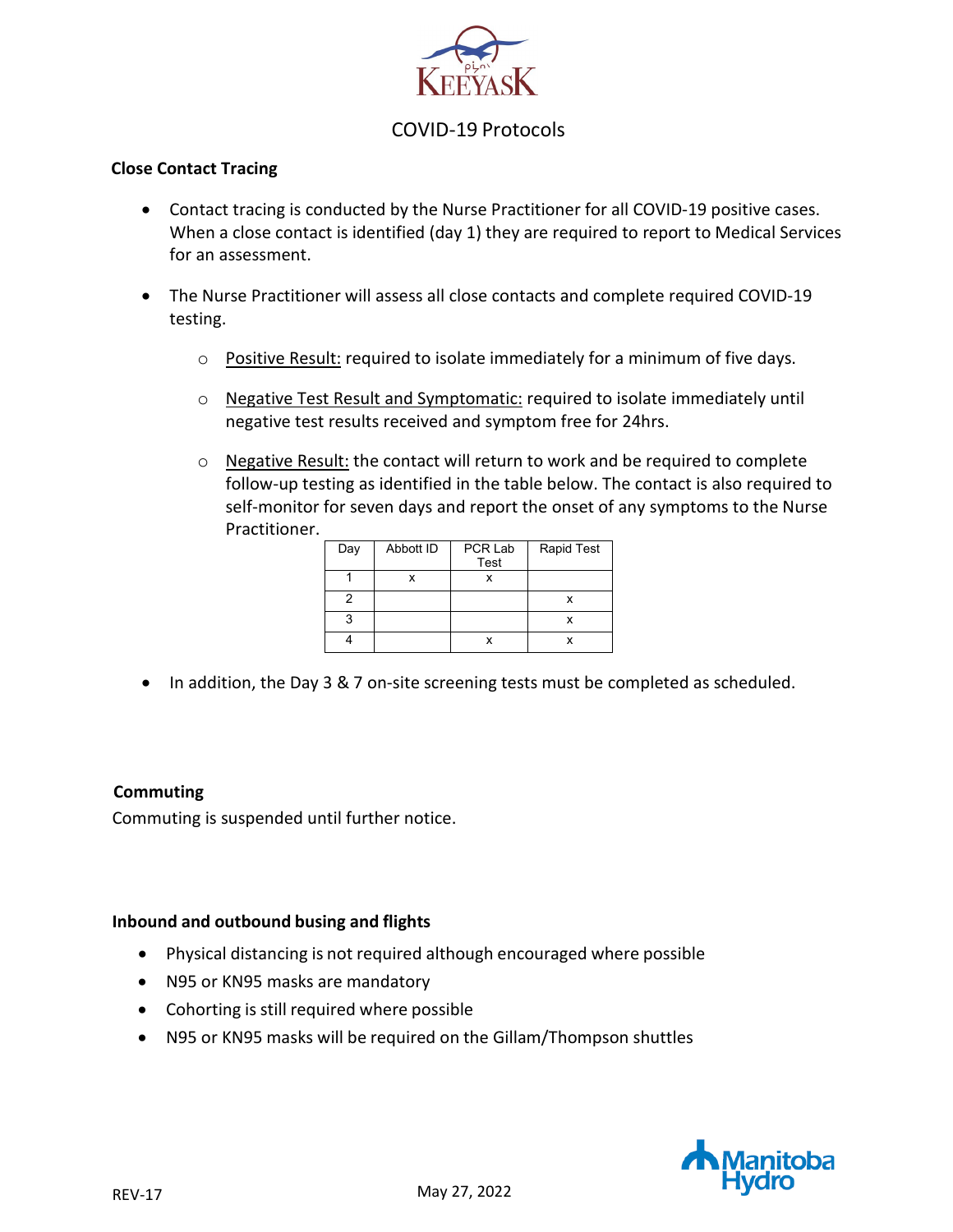# COVID-19 Protocols

**Close Contact Tracing**

- Contact tracing is conducted by the Nurse Practitioner for all COVID-19 positive cases. When a close contact is identified (day 1) they are required to report to Medical Services for an assessment.
- The Nurse Practitioner will assess all close contacts and complete required COVID-19 testing.
  - Positive Result: required to isolate immediately for a minimum of five days.
  - Negative Test Result and Symptomatic: required to isolate immediately until negative test results received and symptom free for 24hrs.
  - Negative Result: the contact will return to work and be required to complete follow-up testing as identified in the table below. The contact is also required to self-monitor for seven days and report the onset of any symptoms to the Nurse Practitioner.

| Day | Abbott ID | PCR Lab Test | Rapid Test |
|---|---|---|---|
| 1 | x | x | |
| 2 | | | x |
| 3 | | | x |
| 4 | | x | x |

- In addition, the Day 3 & 7 on-site screening tests must be completed as scheduled.

**Commuting**

Commuting is suspended until further notice.

**Inbound and outbound busing and flights**

- Physical distancing is not required although encouraged where possible
- N95 or KN95 masks are mandatory
- Cohorting is still required where possible
- N95 or KN95 masks will be required on the Gillam/Thompson shuttles

REV-17 May 27, 2022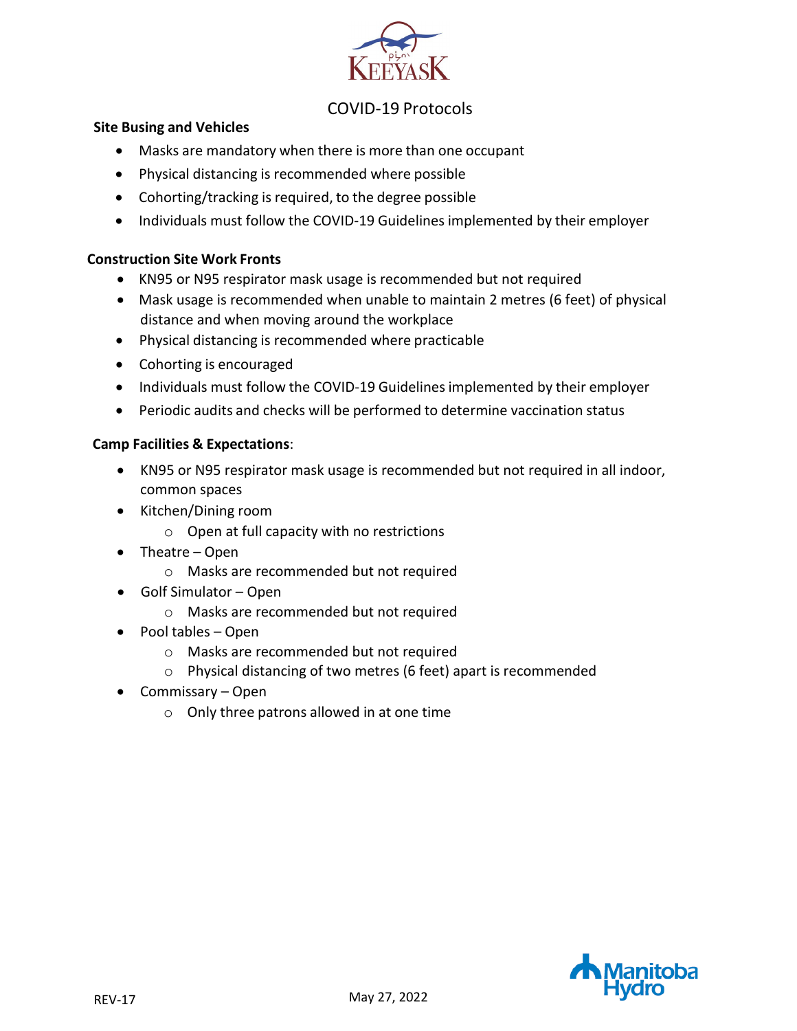# COVID-19 Protocols

**Site Busing and Vehicles**

- Masks are mandatory when there is more than one occupant
- Physical distancing is recommended where possible
- Cohorting/tracking is required, to the degree possible
- Individuals must follow the COVID-19 Guidelines implemented by their employer

**Construction Site Work Fronts**

- KN95 or N95 respirator mask usage is recommended but not required
- Mask usage is recommended when unable to maintain 2 metres (6 feet) of physical distance and when moving around the workplace
- Physical distancing is recommended where practicable
- Cohorting is encouraged
- Individuals must follow the COVID-19 Guidelines implemented by their employer
- Periodic audits and checks will be performed to determine vaccination status

**Camp Facilities & Expectations**:

- KN95 or N95 respirator mask usage is recommended but not required in all indoor, common spaces
- Kitchen/Dining room
  - Open at full capacity with no restrictions
- Theatre – Open
  - Masks are recommended but not required
- Golf Simulator – Open
  - Masks are recommended but not required
- Pool tables – Open
  - Masks are recommended but not required
  - Physical distancing of two metres (6 feet) apart is recommended
- Commissary – Open
  - Only three patrons allowed in at one time

REV-17

May 27, 2022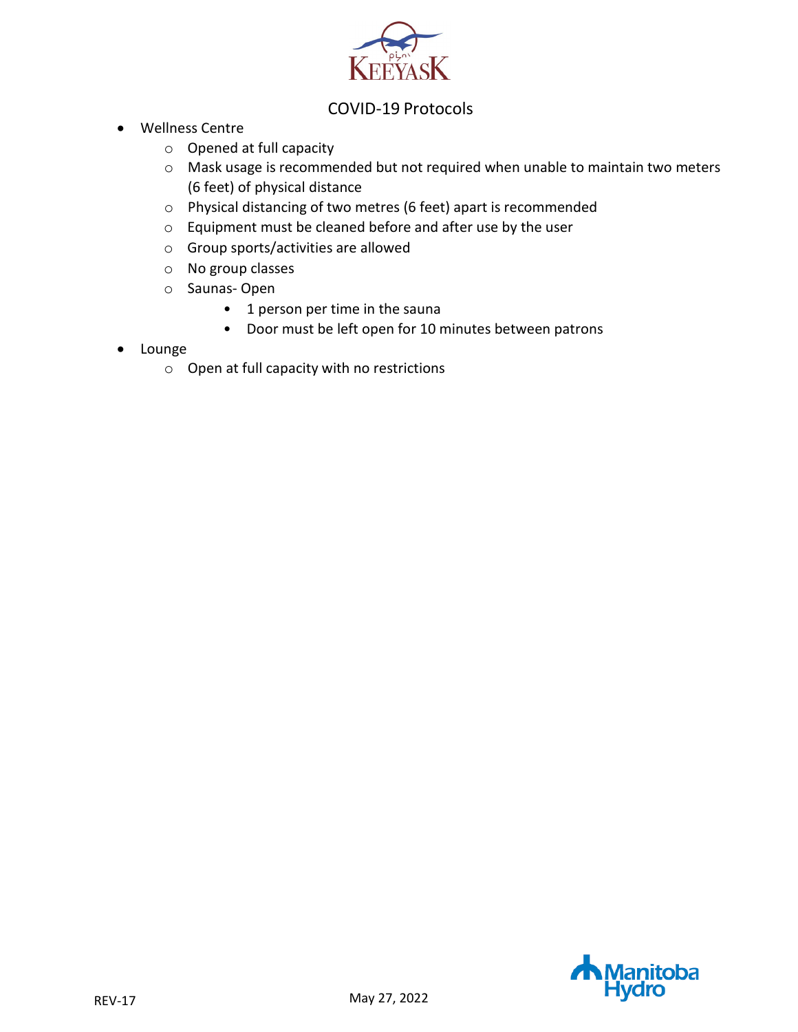COVID-19 Protocols

- Wellness Centre
  - Opened at full capacity
  - Mask usage is recommended but not required when unable to maintain two meters (6 feet) of physical distance
  - Physical distancing of two metres (6 feet) apart is recommended
  - Equipment must be cleaned before and after use by the user
  - Group sports/activities are allowed
  - No group classes
  - Saunas- Open
    - 1 person per time in the sauna
    - Door must be left open for 10 minutes between patrons
- Lounge
  - Open at full capacity with no restrictions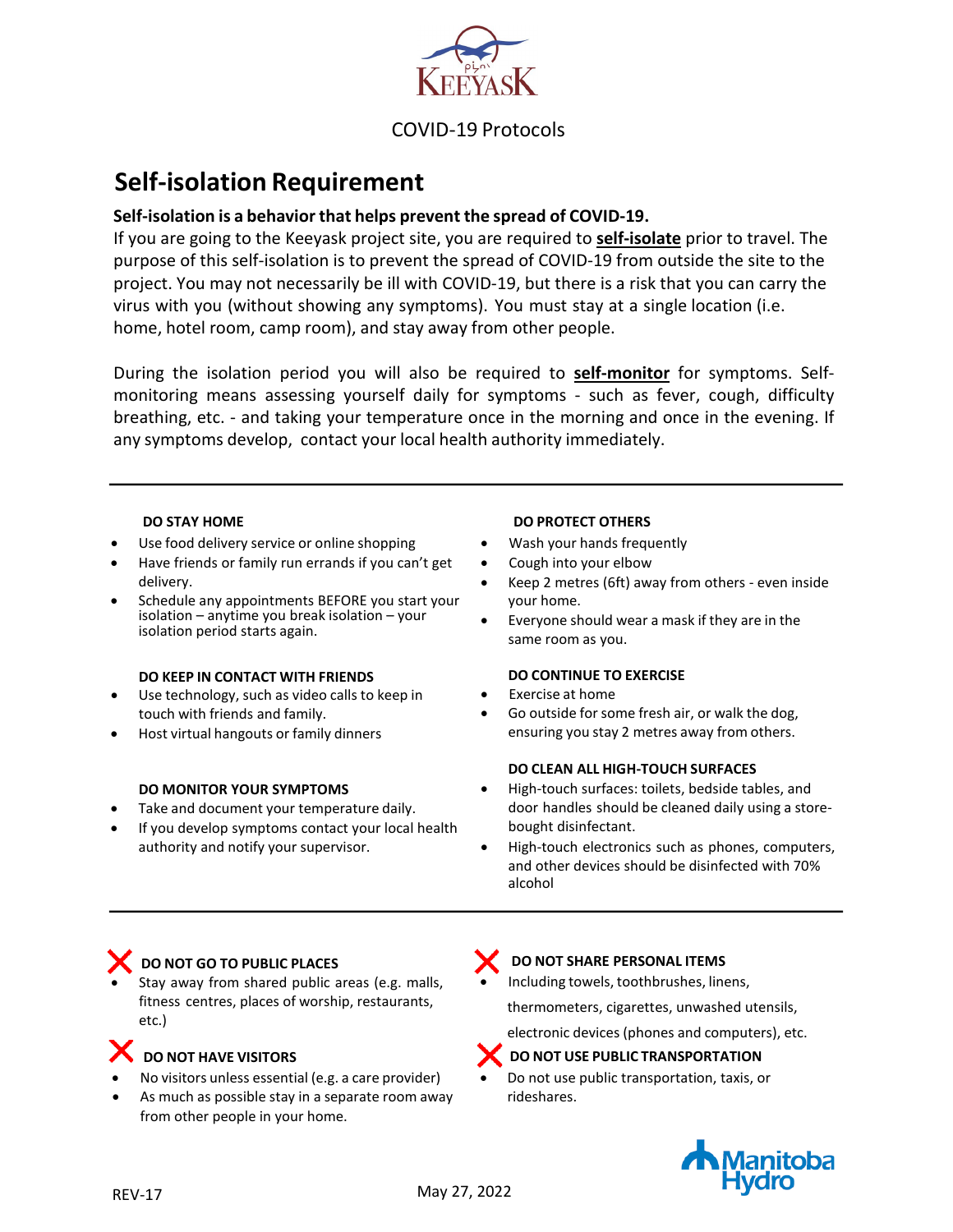COVID-19 Protocols

# Self-isolation Requirement

**Self-isolation is a behavior that helps prevent the spread of COVID-19.**

If you are going to the Keeyask project site, you are required to **self-isolate** prior to travel. The purpose of this self-isolation is to prevent the spread of COVID-19 from outside the site to the project. You may not necessarily be ill with COVID-19, but there is a risk that you can carry the virus with you (without showing any symptoms). You must stay at a single location (i.e. home, hotel room, camp room), and stay away from other people.

During the isolation period you will also be required to **self-monitor** for symptoms. Self-monitoring means assessing yourself daily for symptoms - such as fever, cough, difficulty breathing, etc. - and taking your temperature once in the morning and once in the evening. If any symptoms develop, contact your local health authority immediately.

---

**DO STAY HOME**

- Use food delivery service or online shopping
- Have friends or family run errands if you can't get delivery.
- Schedule any appointments BEFORE you start your isolation – anytime you break isolation – your isolation period starts again.

**DO KEEP IN CONTACT WITH FRIENDS**

- Use technology, such as video calls to keep in touch with friends and family.
- Host virtual hangouts or family dinners

**DO MONITOR YOUR SYMPTOMS**

- Take and document your temperature daily.
- If you develop symptoms contact your local health authority and notify your supervisor.

**DO PROTECT OTHERS**

- Wash your hands frequently
- Cough into your elbow
- Keep 2 metres (6ft) away from others - even inside your home.
- Everyone should wear a mask if they are in the same room as you.

**DO CONTINUE TO EXERCISE**

- Exercise at home
- Go outside for some fresh air, or walk the dog, ensuring you stay 2 metres away from others.

**DO CLEAN ALL HIGH-TOUCH SURFACES**

- High-touch surfaces: toilets, bedside tables, and door handles should be cleaned daily using a store-bought disinfectant.
- High-touch electronics such as phones, computers, and other devices should be disinfected with 70% alcohol

---

**DO NOT GO TO PUBLIC PLACES**

- Stay away from shared public areas (e.g. malls, fitness centres, places of worship, restaurants, etc.)

**DO NOT HAVE VISITORS**

- No visitors unless essential (e.g. a care provider)
- As much as possible stay in a separate room away from other people in your home.

**DO NOT SHARE PERSONAL ITEMS**

- Including towels, toothbrushes, linens, thermometers, cigarettes, unwashed utensils, electronic devices (phones and computers), etc.

**DO NOT USE PUBLIC TRANSPORTATION**

- Do not use public transportation, taxis, or rideshares.

REV-17 May 27, 2022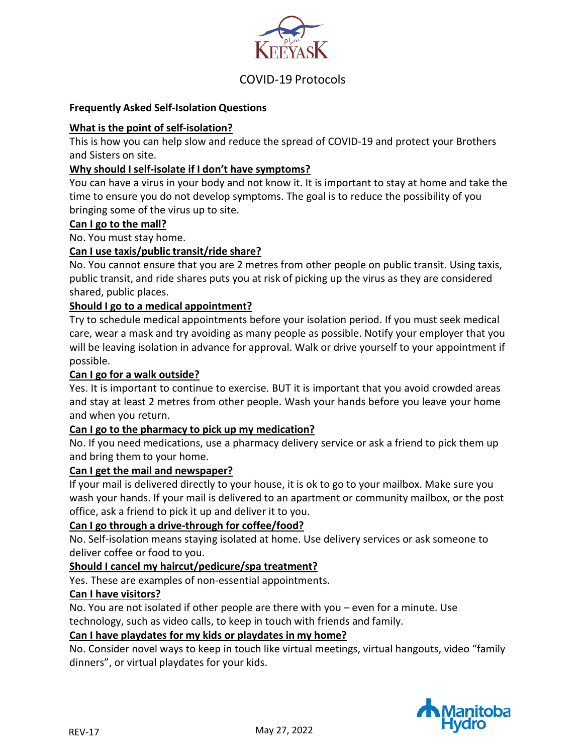# COVID-19 Protocols

**Frequently Asked Self-Isolation Questions**

**What is the point of self-isolation?**

This is how you can help slow and reduce the spread of COVID-19 and protect your Brothers and Sisters on site.

**Why should I self-isolate if I don't have symptoms?**

You can have a virus in your body and not know it. It is important to stay at home and take the time to ensure you do not develop symptoms. The goal is to reduce the possibility of you bringing some of the virus up to site.

**Can I go to the mall?**

No. You must stay home.

**Can I use taxis/public transit/ride share?**

No. You cannot ensure that you are 2 metres from other people on public transit. Using taxis, public transit, and ride shares puts you at risk of picking up the virus as they are considered shared, public places.

**Should I go to a medical appointment?**

Try to schedule medical appointments before your isolation period. If you must seek medical care, wear a mask and try avoiding as many people as possible. Notify your employer that you will be leaving isolation in advance for approval. Walk or drive yourself to your appointment if possible.

**Can I go for a walk outside?**

Yes. It is important to continue to exercise. BUT it is important that you avoid crowded areas and stay at least 2 metres from other people. Wash your hands before you leave your home and when you return.

**Can I go to the pharmacy to pick up my medication?**

No. If you need medications, use a pharmacy delivery service or ask a friend to pick them up and bring them to your home.

**Can I get the mail and newspaper?**

If your mail is delivered directly to your house, it is ok to go to your mailbox. Make sure you wash your hands. If your mail is delivered to an apartment or community mailbox, or the post office, ask a friend to pick it up and deliver it to you.

**Can I go through a drive-through for coffee/food?**

No. Self-isolation means staying isolated at home. Use delivery services or ask someone to deliver coffee or food to you.

**Should I cancel my haircut/pedicure/spa treatment?**

Yes. These are examples of non-essential appointments.

**Can I have visitors?**

No. You are not isolated if other people are there with you – even for a minute. Use technology, such as video calls, to keep in touch with friends and family.

**Can I have playdates for my kids or playdates in my home?**

No. Consider novel ways to keep in touch like virtual meetings, virtual hangouts, video "family dinners", or virtual playdates for your kids.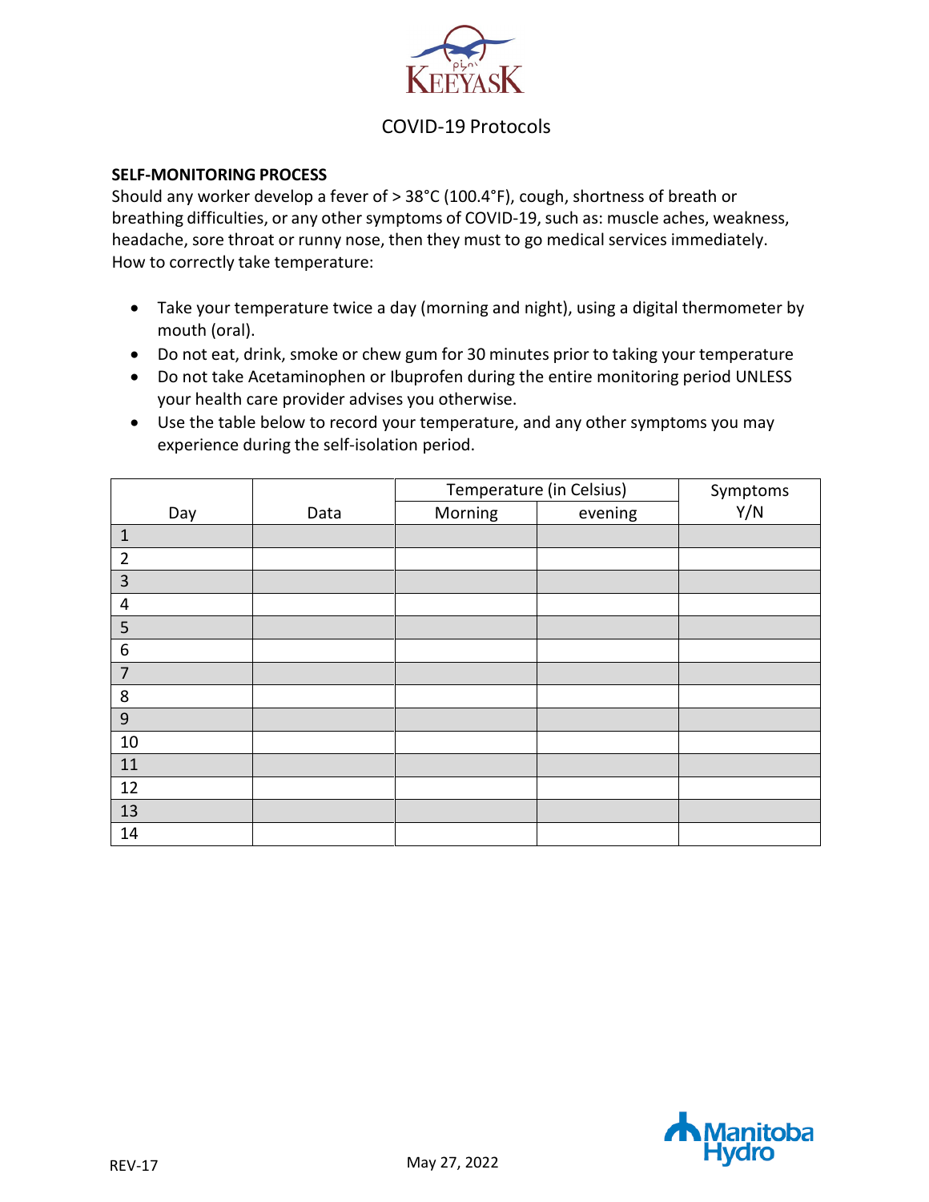KEEYASK

COVID-19 Protocols

**SELF-MONITORING PROCESS**
Should any worker develop a fever of > 38°C (100.4°F), cough, shortness of breath or breathing difficulties, or any other symptoms of COVID-19, such as: muscle aches, weakness, headache, sore throat or runny nose, then they must to go medical services immediately. How to correctly take temperature:

- Take your temperature twice a day (morning and night), using a digital thermometer by mouth (oral).
- Do not eat, drink, smoke or chew gum for 30 minutes prior to taking your temperature
- Do not take Acetaminophen or Ibuprofen during the entire monitoring period UNLESS your health care provider advises you otherwise.
- Use the table below to record your temperature, and any other symptoms you may experience during the self-isolation period.

| Day | Data | Temperature (in Celsius) | | Symptoms Y/N |
|---|---|---|---|---|
| | | Morning | evening | |
| 1 | | | | |
| 2 | | | | |
| 3 | | | | |
| 4 | | | | |
| 5 | | | | |
| 6 | | | | |
| 7 | | | | |
| 8 | | | | |
| 9 | | | | |
| 10 | | | | |
| 11 | | | | |
| 12 | | | | |
| 13 | | | | |
| 14 | | | | |

REV-17 May 27, 2022

Manitoba Hydro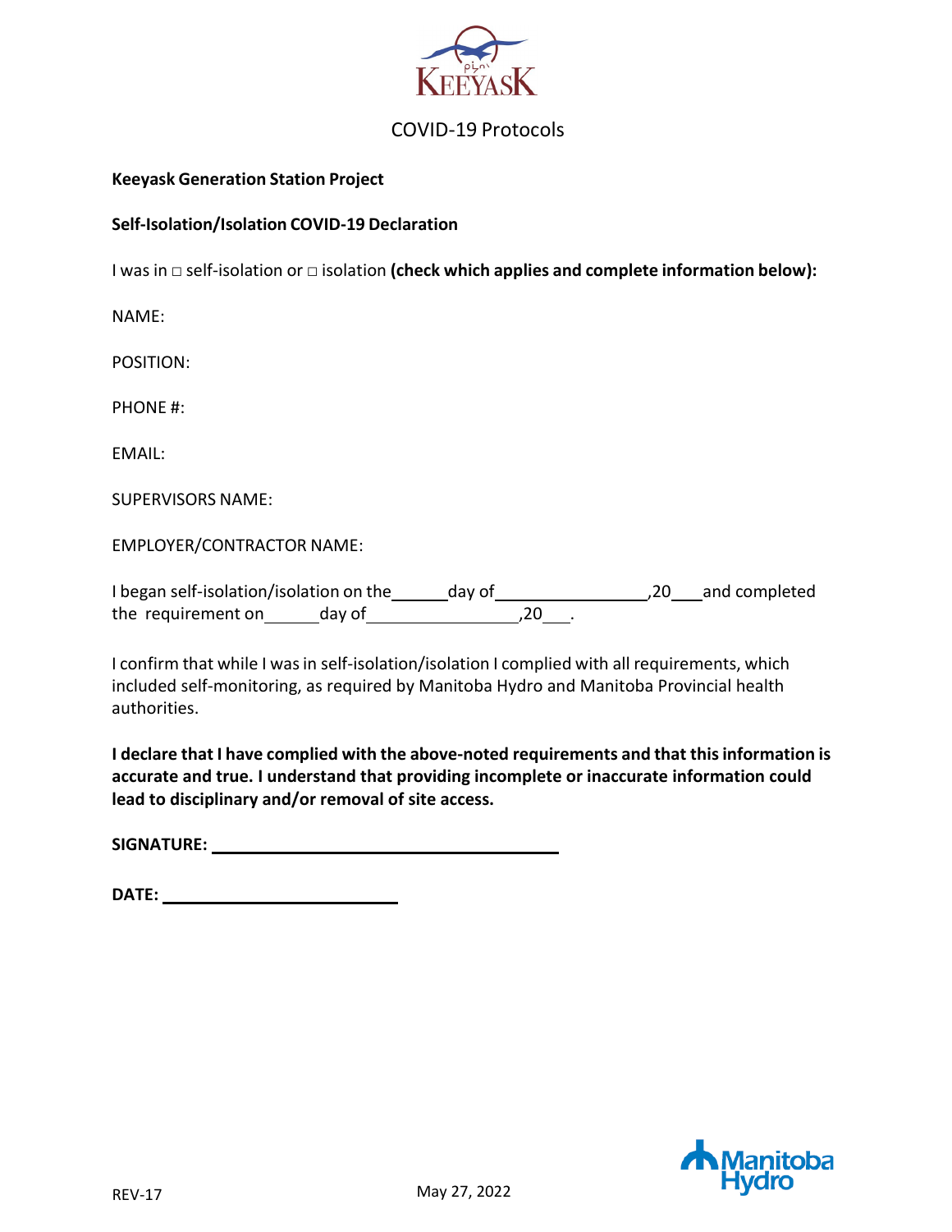# COVID-19 Protocols

**Keeyask Generation Station Project**

**Self-Isolation/Isolation COVID-19 Declaration**

I was in □ self-isolation or □ isolation **(check which applies and complete information below):**

NAME:

POSITION:

PHONE #:

EMAIL:

SUPERVISORS NAME:

EMPLOYER/CONTRACTOR NAME:

I began self-isolation/isolation on the ______ day of ________________ ,20___ and completed the requirement on ______ day of ________________ ,20___ .

I confirm that while I was in self-isolation/isolation I complied with all requirements, which included self-monitoring, as required by Manitoba Hydro and Manitoba Provincial health authorities.

**I declare that I have complied with the above-noted requirements and that this information is accurate and true. I understand that providing incomplete or inaccurate information could lead to disciplinary and/or removal of site access.**

**SIGNATURE:** ________________________________________

**DATE:** ___________________________

REV-17

May 27, 2022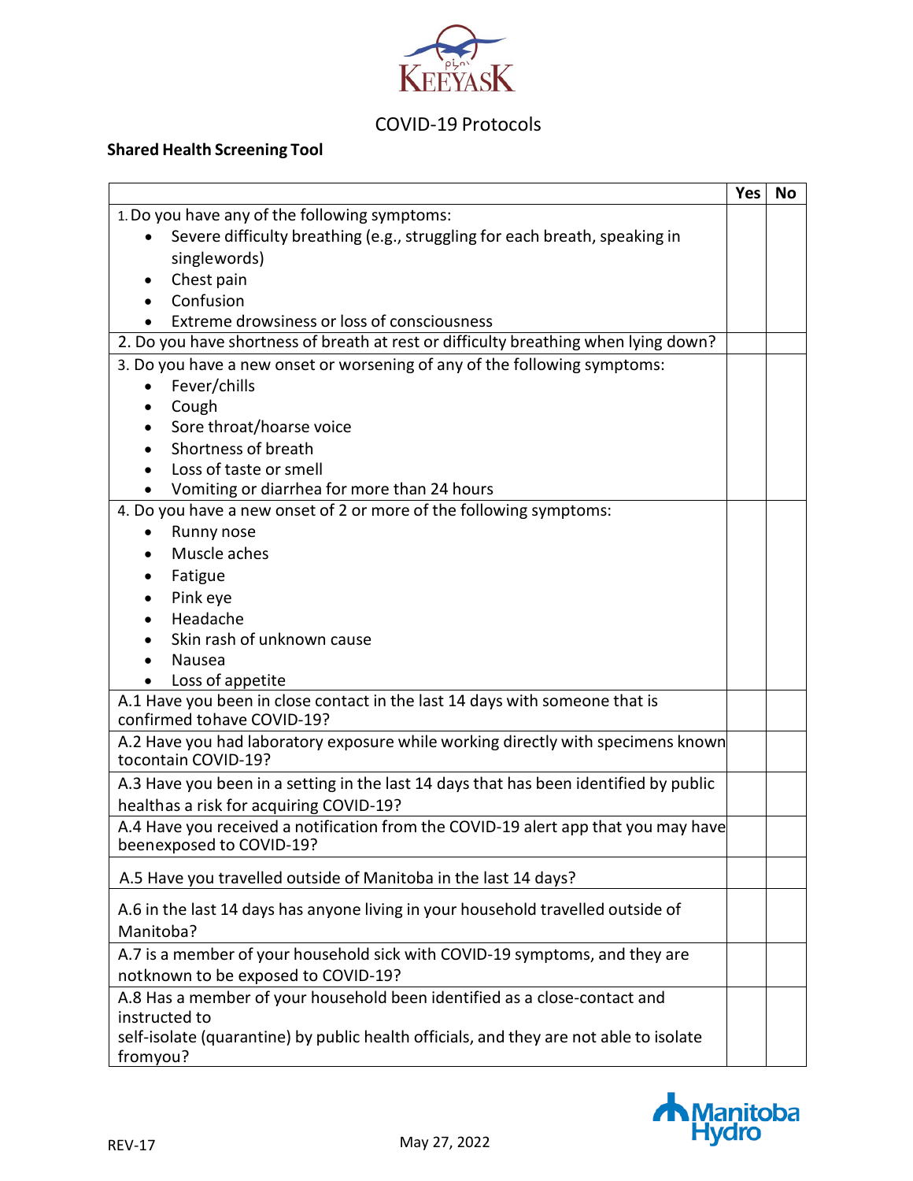KEEYASK

COVID-19 Protocols

**Shared Health Screening Tool**

| | Yes | No |
|---|---|---|
| 1. Do you have any of the following symptoms:<br>• Severe difficulty breathing (e.g., struggling for each breath, speaking in singlewords)<br>• Chest pain<br>• Confusion<br>• Extreme drowsiness or loss of consciousness | | |
| 2. Do you have shortness of breath at rest or difficulty breathing when lying down? | | |
| 3. Do you have a new onset or worsening of any of the following symptoms:<br>• Fever/chills<br>• Cough<br>• Sore throat/hoarse voice<br>• Shortness of breath<br>• Loss of taste or smell<br>• Vomiting or diarrhea for more than 24 hours | | |
| 4. Do you have a new onset of 2 or more of the following symptoms:<br>• Runny nose<br>• Muscle aches<br>• Fatigue<br>• Pink eye<br>• Headache<br>• Skin rash of unknown cause<br>• Nausea<br>• Loss of appetite | | |
| A.1 Have you been in close contact in the last 14 days with someone that is confirmed tohave COVID-19? | | |
| A.2 Have you had laboratory exposure while working directly with specimens known tocontain COVID-19? | | |
| A.3 Have you been in a setting in the last 14 days that has been identified by public healthas a risk for acquiring COVID-19? | | |
| A.4 Have you received a notification from the COVID-19 alert app that you may have beenexposed to COVID-19? | | |
| A.5 Have you travelled outside of Manitoba in the last 14 days? | | |
| A.6 in the last 14 days has anyone living in your household travelled outside of Manitoba? | | |
| A.7 is a member of your household sick with COVID-19 symptoms, and they are notknown to be exposed to COVID-19? | | |
| A.8 Has a member of your household been identified as a close-contact and instructed to self-isolate (quarantine) by public health officials, and they are not able to isolate fromyou? | | |

REV-17

May 27, 2022

Manitoba Hydro